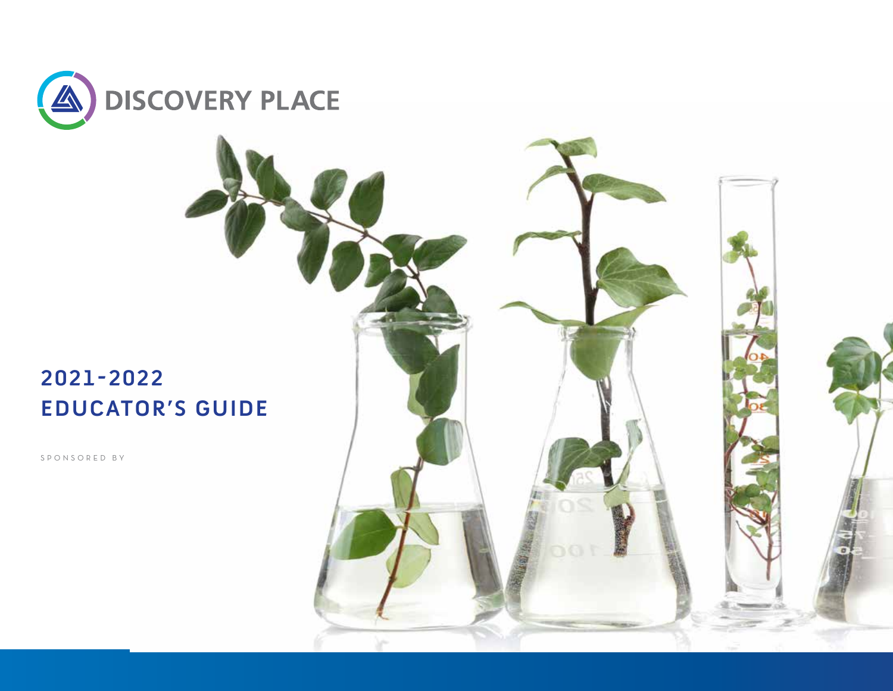# DISCOVERY PLACE

## 2021-2022 EDUCATOR'S GUIDE

SPONSORED BY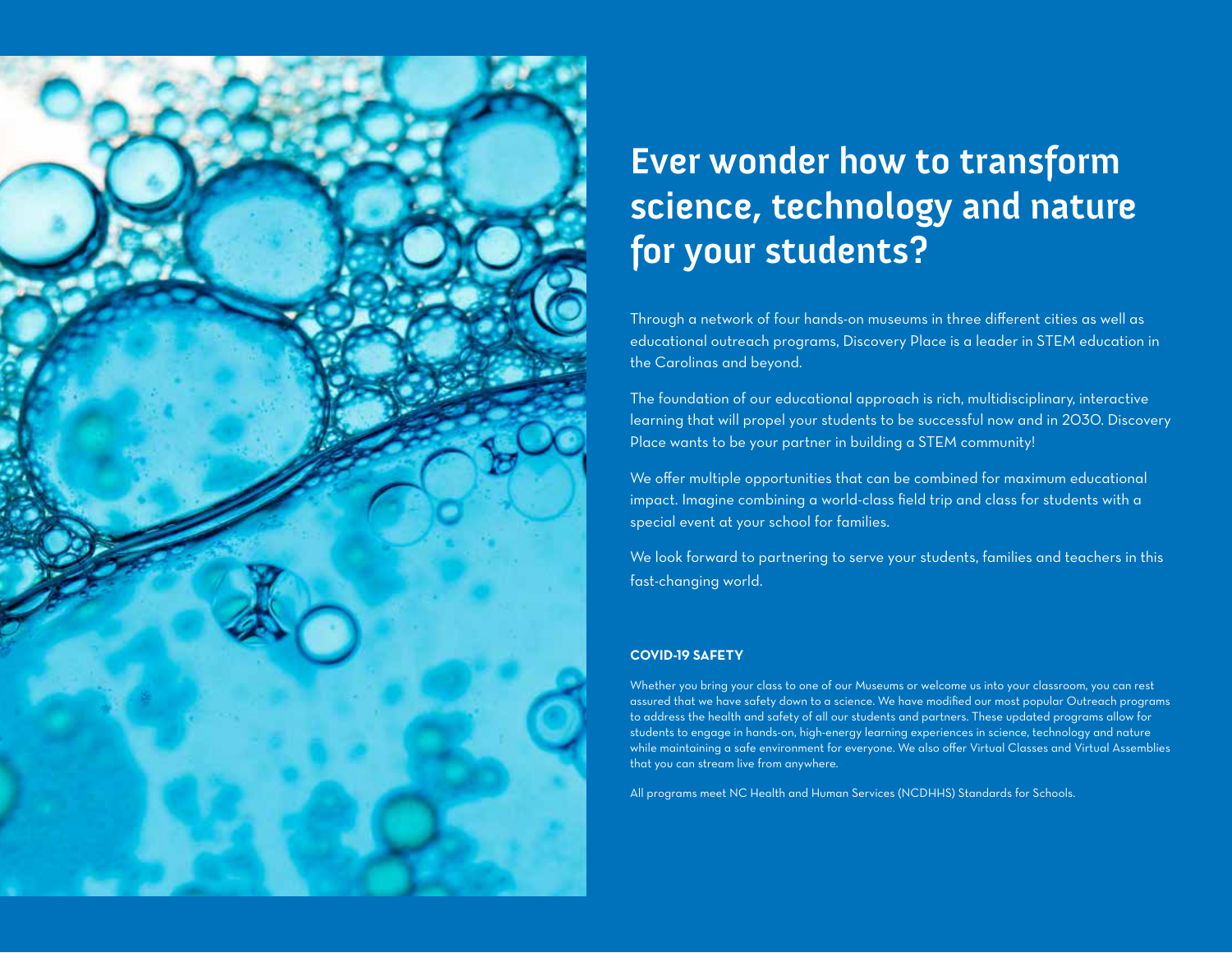# Ever wonder how to transform science, technology and nature for your students?

Through a network of four hands-on museums in three different cities as well as educational outreach programs, Discovery Place is a leader in STEM education in the Carolinas and beyond.

The foundation of our educational approach is rich, multidisciplinary, interactive learning that will propel your students to be successful now and in 2030. Discovery Place wants to be your partner in building a STEM community!

We offer multiple opportunities that can be combined for maximum educational impact. Imagine combining a world-class field trip and class for students with a special event at your school for families.

We look forward to partnering to serve your students, families and teachers in this fast-changing world.

**COVID-19 SAFETY**

Whether you bring your class to one of our Museums or welcome us into your classroom, you can rest assured that we have safety down to a science. We have modified our most popular Outreach programs to address the health and safety of all our students and partners. These updated programs allow for students to engage in hands-on, high-energy learning experiences in science, technology and nature while maintaining a safe environment for everyone. We also offer Virtual Classes and Virtual Assemblies that you can stream live from anywhere.

All programs meet NC Health and Human Services (NCDHHS) Standards for Schools.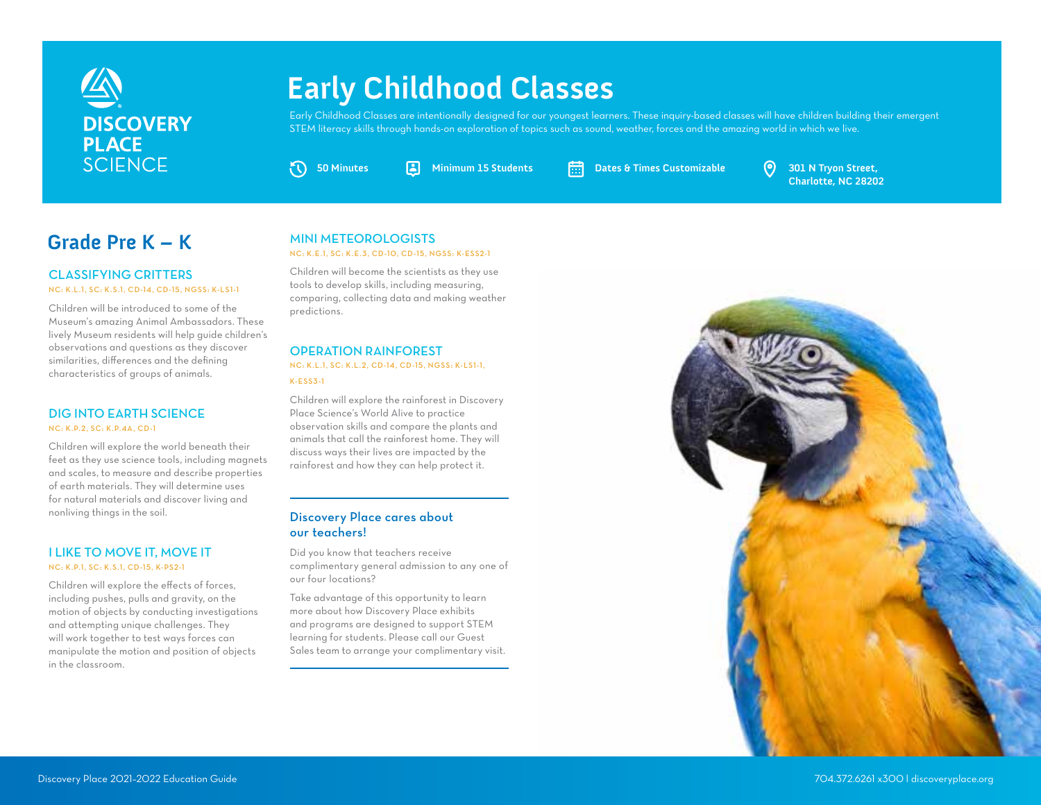DISCOVERY PLACE SCIENCE

# Early Childhood Classes

Early Childhood Classes are intentionally designed for our youngest learners. These inquiry-based classes will have children building their emergent STEM literacy skills through hands-on exploration of topics such as sound, weather, forces and the amazing world in which we live.

**50 Minutes** | **Minimum 15 Students** | **Dates & Times Customizable** | **301 N Tryon Street, Charlotte, NC 28202**

## Grade Pre K – K

### CLASSIFYING CRITTERS

NC: K.L.1, SC: K.S.1, CD-14, CD-15, NGSS: K-LS1-1

Children will be introduced to some of the Museum's amazing Animal Ambassadors. These lively Museum residents will help guide children's observations and questions as they discover similarities, differences and the defining characteristics of groups of animals.

### DIG INTO EARTH SCIENCE

NC: K.P.2, SC: K.P.4A, CD-1

Children will explore the world beneath their feet as they use science tools, including magnets and scales, to measure and describe properties of earth materials. They will determine uses for natural materials and discover living and nonliving things in the soil.

### I LIKE TO MOVE IT, MOVE IT

NC: K.P.1, SC: K.S.1, CD-15, K-PS2-1

Children will explore the effects of forces, including pushes, pulls and gravity, on the motion of objects by conducting investigations and attempting unique challenges. They will work together to test ways forces can manipulate the motion and position of objects in the classroom.

### MINI METEOROLOGISTS

NC: K.E.1, SC: K.E.3, CD-10, CD-15, NGSS: K-ESS2-1

Children will become the scientists as they use tools to develop skills, including measuring, comparing, collecting data and making weather predictions.

### OPERATION RAINFOREST

NC: K.L.1, SC: K.L.2, CD-14, CD-15, NGSS: K-LS1-1, K-ESS3-1

Children will explore the rainforest in Discovery Place Science's World Alive to practice observation skills and compare the plants and animals that call the rainforest home. They will discuss ways their lives are impacted by the rainforest and how they can help protect it.

---

### Discovery Place cares about our teachers!

Did you know that teachers receive complimentary general admission to any one of our four locations?

Take advantage of this opportunity to learn more about how Discovery Place exhibits and programs are designed to support STEM learning for students. Please call our Guest Sales team to arrange your complimentary visit.

---

Discovery Place 2021-2022 Education Guide

704.372.6261 x300 | discoveryplace.org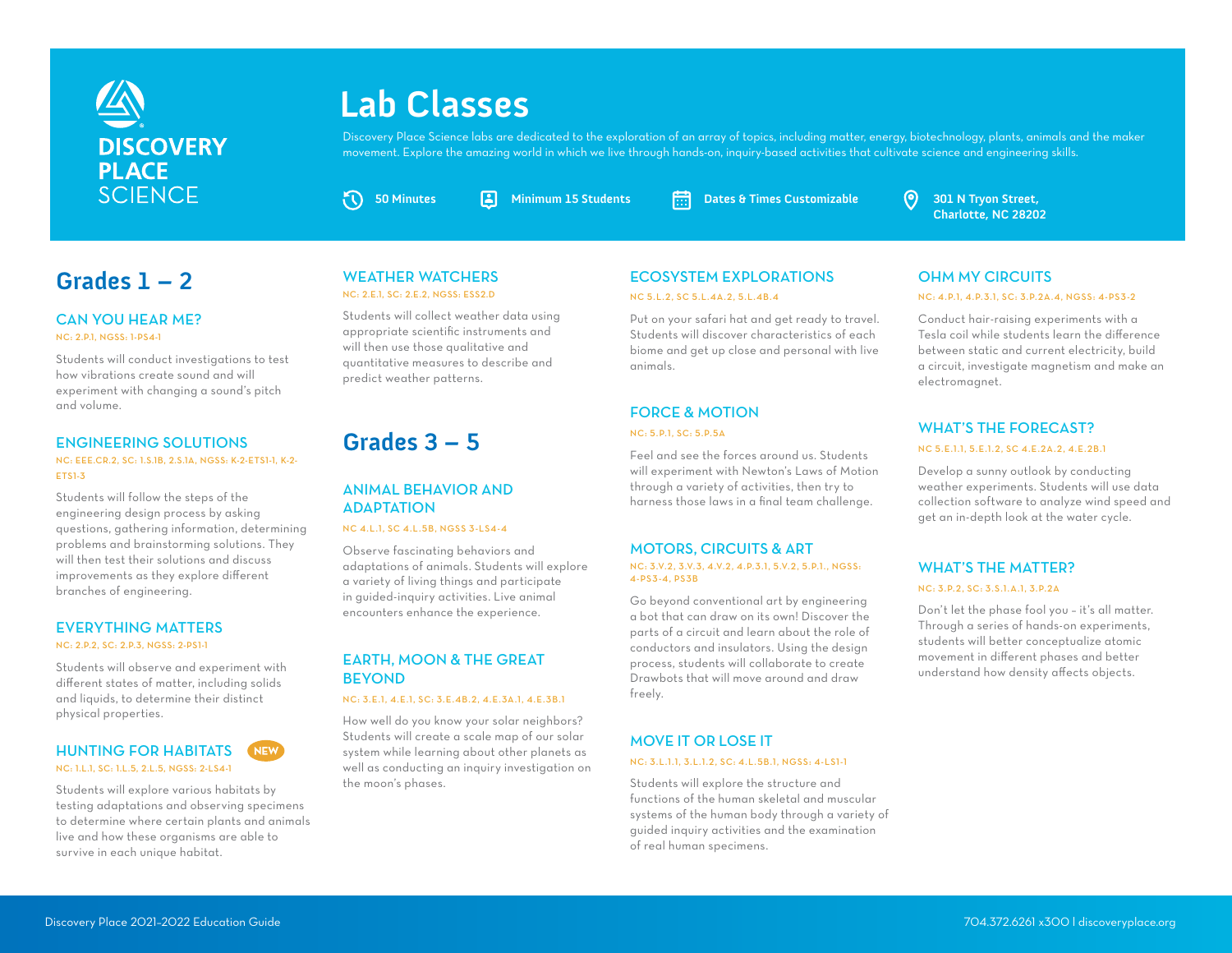DISCOVERY PLACE SCIENCE

# Lab Classes

Discovery Place Science labs are dedicated to the exploration of an array of topics, including matter, energy, biotechnology, plants, animals and the maker movement. Explore the amazing world in which we live through hands-on, inquiry-based activities that cultivate science and engineering skills.

**50 Minutes** | **Minimum 15 Students** | **Dates & Times Customizable** | **301 N Tryon Street, Charlotte, NC 28202**

## Grades 1 – 2

### CAN YOU HEAR ME?

NC: 2.P.1, NGSS: 1-PS4-1

Students will conduct investigations to test how vibrations create sound and will experiment with changing a sound's pitch and volume.

### ENGINEERING SOLUTIONS

NC: EEE.CR.2, SC: 1.S.1B, 2.S.1A, NGSS: K-2-ETS1-1, K-2-ETS1-3

Students will follow the steps of the engineering design process by asking questions, gathering information, determining problems and brainstorming solutions. They will then test their solutions and discuss improvements as they explore different branches of engineering.

### EVERYTHING MATTERS

NC: 2.P.2, SC: 2.P.3, NGSS: 2-PS1-1

Students will observe and experiment with different states of matter, including solids and liquids, to determine their distinct physical properties.

### HUNTING FOR HABITATS (NEW)

NC: 1.L.1, SC: 1.L.5, 2.L.5, NGSS: 2-LS4-1

Students will explore various habitats by testing adaptations and observing specimens to determine where certain plants and animals live and how these organisms are able to survive in each unique habitat.

### WEATHER WATCHERS

NC: 2.E.1, SC: 2.E.2, NGSS: ESS2.D

Students will collect weather data using appropriate scientific instruments and will then use those qualitative and quantitative measures to describe and predict weather patterns.

## Grades 3 – 5

### ANIMAL BEHAVIOR AND ADAPTATION

NC 4.L.1, SC 4.L.5B, NGSS 3-LS4-4

Observe fascinating behaviors and adaptations of animals. Students will explore a variety of living things and participate in guided-inquiry activities. Live animal encounters enhance the experience.

### EARTH, MOON & THE GREAT BEYOND

NC: 3.E.1, 4.E.1, SC: 3.E.4B.2, 4.E.3A.1, 4.E.3B.1

How well do you know your solar neighbors? Students will create a scale map of our solar system while learning about other planets as well as conducting an inquiry investigation on the moon's phases.

### ECOSYSTEM EXPLORATIONS

NC 5.L.2, SC 5.L.4A.2, 5.L.4B.4

Put on your safari hat and get ready to travel. Students will discover characteristics of each biome and get up close and personal with live animals.

### FORCE & MOTION

NC: 5.P.1, SC: 5.P.5A

Feel and see the forces around us. Students will experiment with Newton's Laws of Motion through a variety of activities, then try to harness those laws in a final team challenge.

### MOTORS, CIRCUITS & ART

NC: 3.V.2, 3.V.3, 4.V.2, 4.P.3.1, 5.V.2, 5.P.1., NGSS: 4-PS3-4, PS3B

Go beyond conventional art by engineering a bot that can draw on its own! Discover the parts of a circuit and learn about the role of conductors and insulators. Using the design process, students will collaborate to create Drawbots that will move around and draw freely.

### MOVE IT OR LOSE IT

NC: 3.L.1.1, 3.L.1.2, SC: 4.L.5B.1, NGSS: 4-LS1-1

Students will explore the structure and functions of the human skeletal and muscular systems of the human body through a variety of guided inquiry activities and the examination of real human specimens.

### OHM MY CIRCUITS

NC: 4.P.1, 4.P.3.1, SC: 3.P.2A.4, NGSS: 4-PS3-2

Conduct hair-raising experiments with a Tesla coil while students learn the difference between static and current electricity, build a circuit, investigate magnetism and make an electromagnet.

### WHAT'S THE FORECAST?

NC 5.E.1.1, 5.E.1.2, SC 4.E.2A.2, 4.E.2B.1

Develop a sunny outlook by conducting weather experiments. Students will use data collection software to analyze wind speed and get an in-depth look at the water cycle.

### WHAT'S THE MATTER?

NC: 3.P.2, SC: 3.S.1.A.1, 3.P.2A

Don't let the phase fool you – it's all matter. Through a series of hands-on experiments, students will better conceptualize atomic movement in different phases and better understand how density affects objects.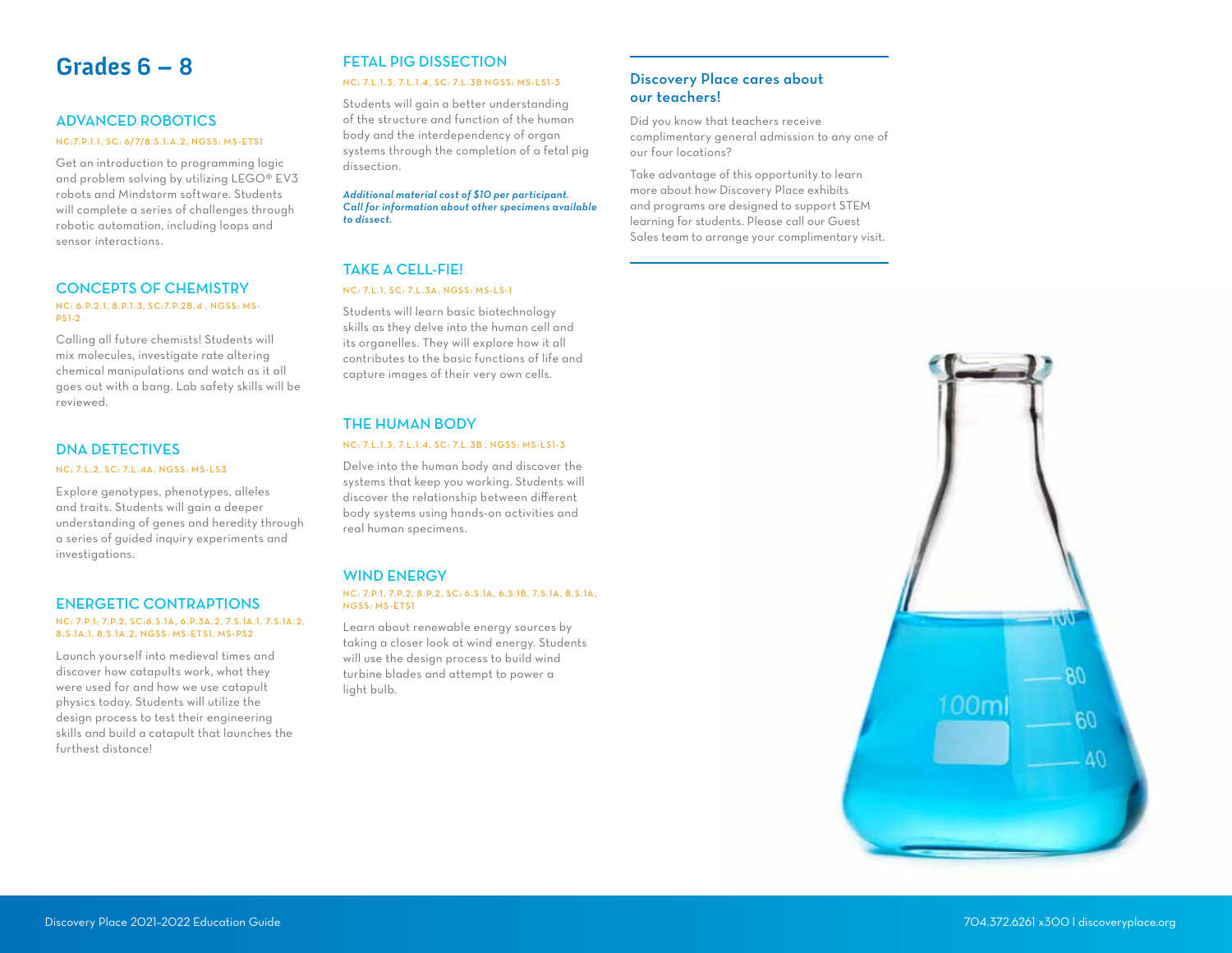# Grades 6 – 8

## ADVANCED ROBOTICS

NC:7.P.1.1, SC: 6/7/8.S.1.A.2, NGSS: MS-ETS1

Get an introduction to programming logic and problem solving by utilizing LEGO® EV3 robots and Mindstorm software. Students will complete a series of challenges through robotic automation, including loops and sensor interactions.

## CONCEPTS OF CHEMISTRY

NC: 6.P.2.1, 8.P.1.3, SC:7.P.2B.4 , NGSS: MS-PS1-2

Calling all future chemists! Students will mix molecules, investigate rate altering chemical manipulations and watch as it all goes out with a bang. Lab safety skills will be reviewed.

## DNA DETECTIVES

NC: 7.L.2, SC: 7.L.4A, NGSS: MS-LS3

Explore genotypes, phenotypes, alleles and traits. Students will gain a deeper understanding of genes and heredity through a series of guided inquiry experiments and investigations.

## ENERGETIC CONTRAPTIONS

NC: 7.P.1; 7.P.2, SC:6.S.1A, 6.P.3A.2, 7.S.1A.1, 7.S.1A.2, 8.S.1A.1, 8.S.1A.2, NGSS: MS-ETS1, MS-PS2

Launch yourself into medieval times and discover how catapults work, what they were used for and how we use catapult physics today. Students will utilize the design process to test their engineering skills and build a catapult that launches the furthest distance!

## FETAL PIG DISSECTION

NC: 7.L.1.3, 7.L.1.4, SC: 7.L.3B NGSS: MS-LS1-3

Students will gain a better understanding of the structure and function of the human body and the interdependency of organ systems through the completion of a fetal pig dissection.

***Additional material cost of $10 per participant. Call for information about other specimens available to dissect.***

## TAKE A CELL-FIE!

NC: 7.L.1, SC: 7.L.3A, NGSS: MS-LS-1

Students will learn basic biotechnology skills as they delve into the human cell and its organelles. They will explore how it all contributes to the basic functions of life and capture images of their very own cells.

## THE HUMAN BODY

NC: 7.L.1.3, 7.L.1.4, SC: 7.L.3B , NGSS: MS-LS1-3

Delve into the human body and discover the systems that keep you working. Students will discover the relationship between different body systems using hands-on activities and real human specimens.

## WIND ENERGY

NC: 7.P.1, 7.P.2, 8.P.2, SC: 6.S.1A, 6.S.1B, 7.S.1A, 8.S.1A, NGSS: MS-ETS1

Learn about renewable energy sources by taking a closer look at wind energy. Students will use the design process to build wind turbine blades and attempt to power a light bulb.

### Discovery Place cares about our teachers!

Did you know that teachers receive complimentary general admission to any one of our four locations?

Take advantage of this opportunity to learn more about how Discovery Place exhibits and programs are designed to support STEM learning for students. Please call our Guest Sales team to arrange your complimentary visit.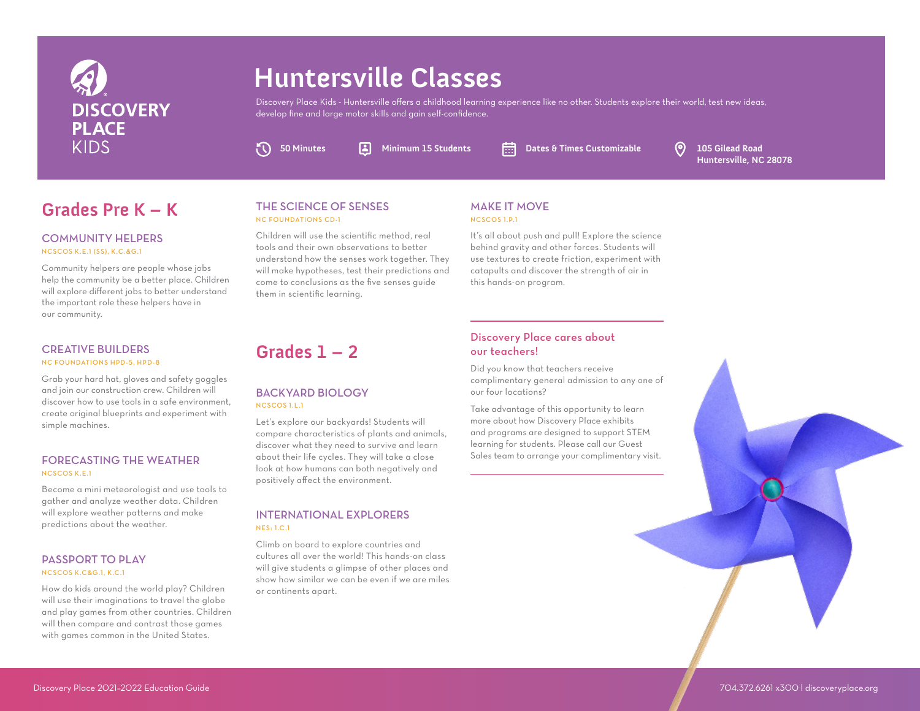DISCOVERY PLACE KIDS

# Huntersville Classes

Discovery Place Kids - Huntersville offers a childhood learning experience like no other. Students explore their world, test new ideas, develop fine and large motor skills and gain self-confidence.

**50 Minutes** | **Minimum 15 Students** | **Dates & Times Customizable** | **105 Gilead Road Huntersville, NC 28078**

## Grades Pre K – K

### COMMUNITY HELPERS

NCSCOS K.E.1 (SS), K.C.&G.1

Community helpers are people whose jobs help the community be a better place. Children will explore different jobs to better understand the important role these helpers have in our community.

### CREATIVE BUILDERS

NC FOUNDATIONS HPD-5, HPD-8

Grab your hard hat, gloves and safety goggles and join our construction crew. Children will discover how to use tools in a safe environment, create original blueprints and experiment with simple machines.

### FORECASTING THE WEATHER

NCSCOS K.E.1

Become a mini meteorologist and use tools to gather and analyze weather data. Children will explore weather patterns and make predictions about the weather.

### PASSPORT TO PLAY

NCSCOS K.C&G.1, K.C.1

How do kids around the world play? Children will use their imaginations to travel the globe and play games from other countries. Children will then compare and contrast those games with games common in the United States.

### THE SCIENCE OF SENSES

NC FOUNDATIONS CD-1

Children will use the scientific method, real tools and their own observations to better understand how the senses work together. They will make hypotheses, test their predictions and come to conclusions as the five senses guide them in scientific learning.

## Grades 1 – 2

### BACKYARD BIOLOGY

NCSCOS 1.L.1

Let's explore our backyards! Students will compare characteristics of plants and animals, discover what they need to survive and learn about their life cycles. They will take a close look at how humans can both negatively and positively affect the environment.

### INTERNATIONAL EXPLORERS

NES: 1.C.1

Climb on board to explore countries and cultures all over the world! This hands-on class will give students a glimpse of other places and show how similar we can be even if we are miles or continents apart.

### MAKE IT MOVE

NCSCOS 1.P.1

It's all about push and pull! Explore the science behind gravity and other forces. Students will use textures to create friction, experiment with catapults and discover the strength of air in this hands-on program.

### Discovery Place cares about our teachers!

Did you know that teachers receive complimentary general admission to any one of our four locations?

Take advantage of this opportunity to learn more about how Discovery Place exhibits and programs are designed to support STEM learning for students. Please call our Guest Sales team to arrange your complimentary visit.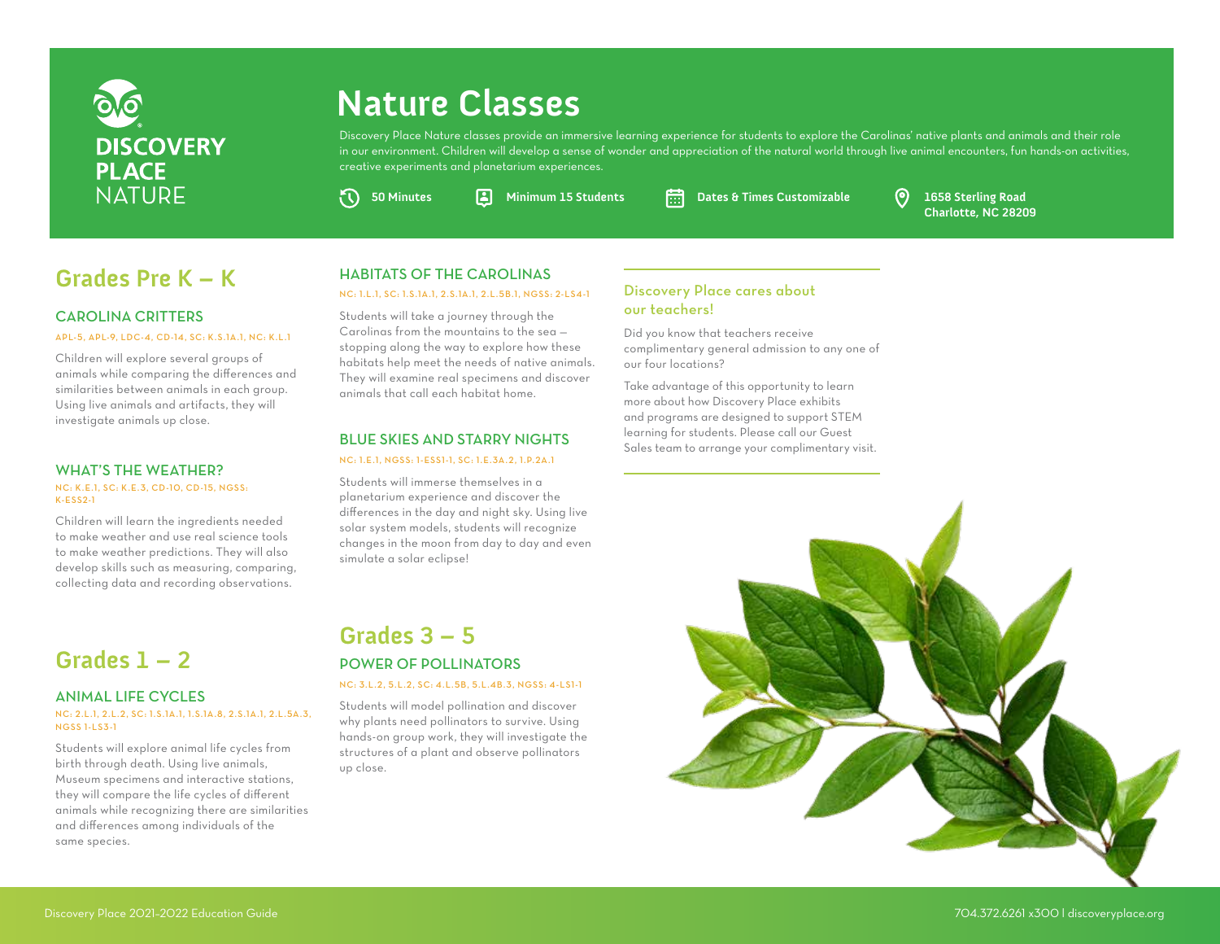DISCOVERY PLACE NATURE

# Nature Classes

Discovery Place Nature classes provide an immersive learning experience for students to explore the Carolinas' native plants and animals and their role in our environment. Children will develop a sense of wonder and appreciation of the natural world through live animal encounters, fun hands-on activities, creative experiments and planetarium experiences.

**50 Minutes** | **Minimum 15 Students** | **Dates & Times Customizable** | **1658 Sterling Road Charlotte, NC 28209**

## Grades Pre K – K

### CAROLINA CRITTERS

APL-5, APL-9, LDC-4, CD-14, SC: K.S.1A.1, NC: K.L.1

Children will explore several groups of animals while comparing the differences and similarities between animals in each group. Using live animals and artifacts, they will investigate animals up close.

### WHAT'S THE WEATHER?

NC: K.E.1, SC: K.E.3, CD-10, CD-15, NGSS: K-ESS2-1

Children will learn the ingredients needed to make weather and use real science tools to make weather predictions. They will also develop skills such as measuring, comparing, collecting data and recording observations.

## Grades 1 – 2

### ANIMAL LIFE CYCLES

NC: 2.L.1, 2.L.2, SC: 1.S.1A.1, 1.S.1A.8, 2.S.1A.1, 2.L.5A.3, NGSS 1-LS3-1

Students will explore animal life cycles from birth through death. Using live animals, Museum specimens and interactive stations, they will compare the life cycles of different animals while recognizing there are similarities and differences among individuals of the same species.

### HABITATS OF THE CAROLINAS

NC: 1.L.1, SC: 1.S.1A.1, 2.S.1A.1, 2.L.5B.1, NGSS: 2-LS4-1

Students will take a journey through the Carolinas from the mountains to the sea — stopping along the way to explore how these habitats help meet the needs of native animals. They will examine real specimens and discover animals that call each habitat home.

### BLUE SKIES AND STARRY NIGHTS

NC: 1.E.1, NGSS: 1-ESS1-1, SC: 1.E.3A.2, 1.P.2A.1

Students will immerse themselves in a planetarium experience and discover the differences in the day and night sky. Using live solar system models, students will recognize changes in the moon from day to day and even simulate a solar eclipse!

## Grades 3 – 5

### POWER OF POLLINATORS

NC: 3.L.2, 5.L.2, SC: 4.L.5B, 5.L.4B.3, NGSS: 4-LS1-1

Students will model pollination and discover why plants need pollinators to survive. Using hands-on group work, they will investigate the structures of a plant and observe pollinators up close.

### Discovery Place cares about our teachers!

Did you know that teachers receive complimentary general admission to any one of our four locations?

Take advantage of this opportunity to learn more about how Discovery Place exhibits and programs are designed to support STEM learning for students. Please call our Guest Sales team to arrange your complimentary visit.

Discovery Place 2021-2022 Education Guide

704.372.6261 x300 | discoveryplace.org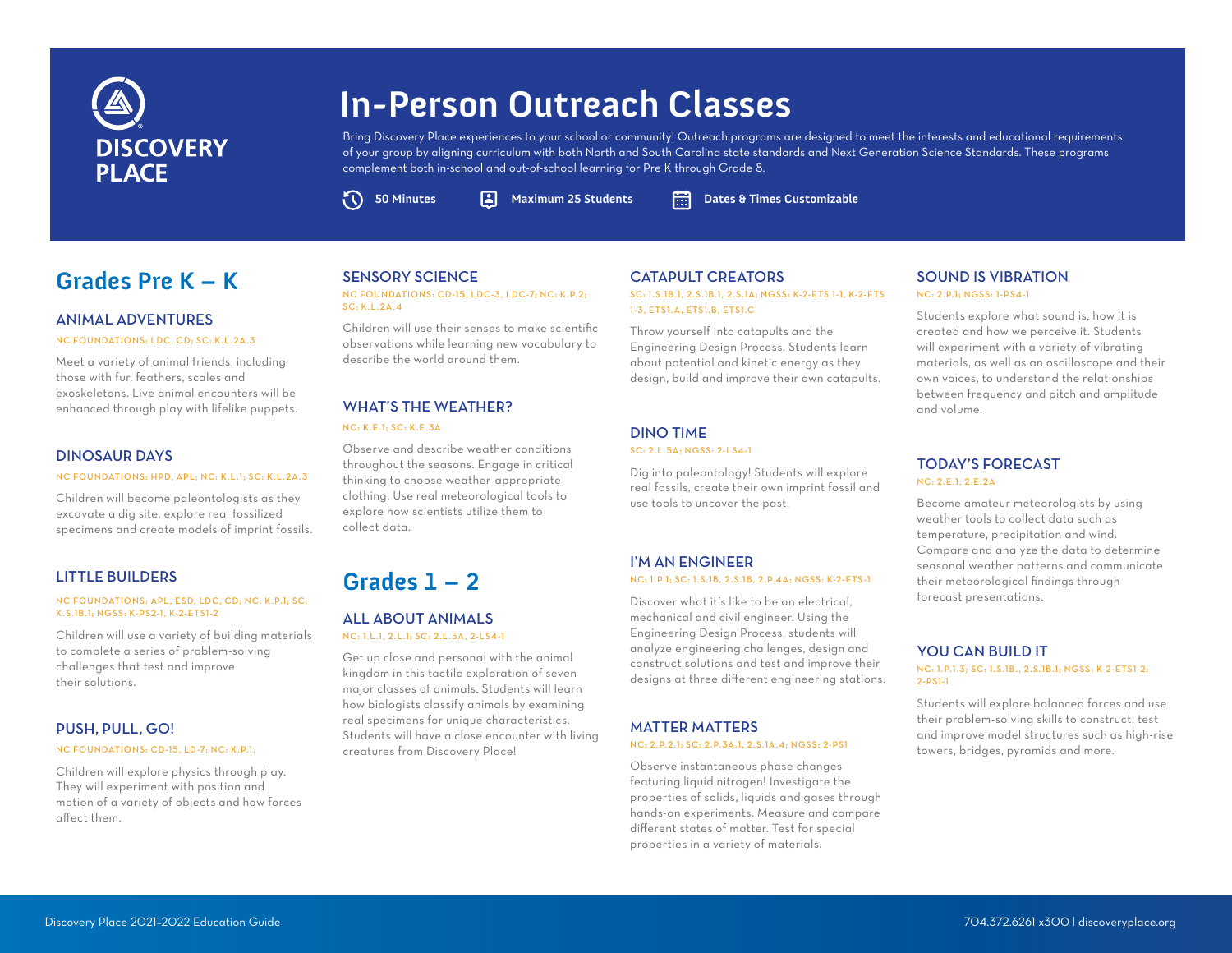# In-Person Outreach Classes

Bring Discovery Place experiences to your school or community! Outreach programs are designed to meet the interests and educational requirements of your group by aligning curriculum with both North and South Carolina state standards and Next Generation Science Standards. These programs complement both in-school and out-of-school learning for Pre K through Grade 8.

**50 Minutes** | **Maximum 25 Students** | **Dates & Times Customizable**

## Grades Pre K – K

### ANIMAL ADVENTURES

NC FOUNDATIONS: LDC, CD; SC: K.L.2A.3

Meet a variety of animal friends, including those with fur, feathers, scales and exoskeletons. Live animal encounters will be enhanced through play with lifelike puppets.

### DINOSAUR DAYS

NC FOUNDATIONS: HPD, APL; NC: K.L.1; SC: K.L.2A.3

Children will become paleontologists as they excavate a dig site, explore real fossilized specimens and create models of imprint fossils.

### LITTLE BUILDERS

NC FOUNDATIONS: APL, ESD, LDC, CD; NC: K.P.1; SC: K.S.1B.1; NGSS: K-PS2-1, K-2-ETS1-2

Children will use a variety of building materials to complete a series of problem-solving challenges that test and improve their solutions.

### PUSH, PULL, GO!

NC FOUNDATIONS: CD-15, LD-7; NC: K.P.1,

Children will explore physics through play. They will experiment with position and motion of a variety of objects and how forces affect them.

### SENSORY SCIENCE

NC FOUNDATIONS: CD-15, LDC-3, LDC-7; NC: K.P.2; SC: K.L.2A.4

Children will use their senses to make scientific observations while learning new vocabulary to describe the world around them.

### WHAT'S THE WEATHER?

NC: K.E.1; SC: K.E.3A

Observe and describe weather conditions throughout the seasons. Engage in critical thinking to choose weather-appropriate clothing. Use real meteorological tools to explore how scientists utilize them to collect data.

## Grades 1 – 2

### ALL ABOUT ANIMALS

NC: 1.L.1, 2.L.1; SC: 2.L.5A, 2-LS4-1

Get up close and personal with the animal kingdom in this tactile exploration of seven major classes of animals. Students will learn how biologists classify animals by examining real specimens for unique characteristics. Students will have a close encounter with living creatures from Discovery Place!

### CATAPULT CREATORS

SC: 1.S.1B.1, 2.S.1B.1, 2.S.1A; NGSS: K-2-ETS 1-1, K-2-ETS 1-3, ETS1.A, ETS1.B, ETS1.C

Throw yourself into catapults and the Engineering Design Process. Students learn about potential and kinetic energy as they design, build and improve their own catapults.

### DINO TIME

SC: 2.L.5A; NGSS: 2-LS4-1

Dig into paleontology! Students will explore real fossils, create their own imprint fossil and use tools to uncover the past.

### I'M AN ENGINEER

NC: 1.P.1; SC: 1.S.1B, 2.S.1B, 2.P.4A; NGSS: K-2-ETS-1

Discover what it's like to be an electrical, mechanical and civil engineer. Using the Engineering Design Process, students will analyze engineering challenges, design and construct solutions and test and improve their designs at three different engineering stations.

### MATTER MATTERS

NC: 2.P.2.1; SC: 2.P.3A.1, 2.S.1A.4; NGSS: 2-PS1

Observe instantaneous phase changes featuring liquid nitrogen! Investigate the properties of solids, liquids and gases through hands-on experiments. Measure and compare different states of matter. Test for special properties in a variety of materials.

### SOUND IS VIBRATION

NC: 2.P.1; NGSS: 1-PS4-1

Students explore what sound is, how it is created and how we perceive it. Students will experiment with a variety of vibrating materials, as well as an oscilloscope and their own voices, to understand the relationships between frequency and pitch and amplitude and volume.

### TODAY'S FORECAST

NC: 2.E.1, 2.E.2A

Become amateur meteorologists by using weather tools to collect data such as temperature, precipitation and wind. Compare and analyze the data to determine seasonal weather patterns and communicate their meteorological findings through forecast presentations.

### YOU CAN BUILD IT

NC: 1.P.1.3; SC: 1.S.1B., 2.S.1B.1; NGSS: K-2-ETS1-2; 2-PS1-1

Students will explore balanced forces and use their problem-solving skills to construct, test and improve model structures such as high-rise towers, bridges, pyramids and more.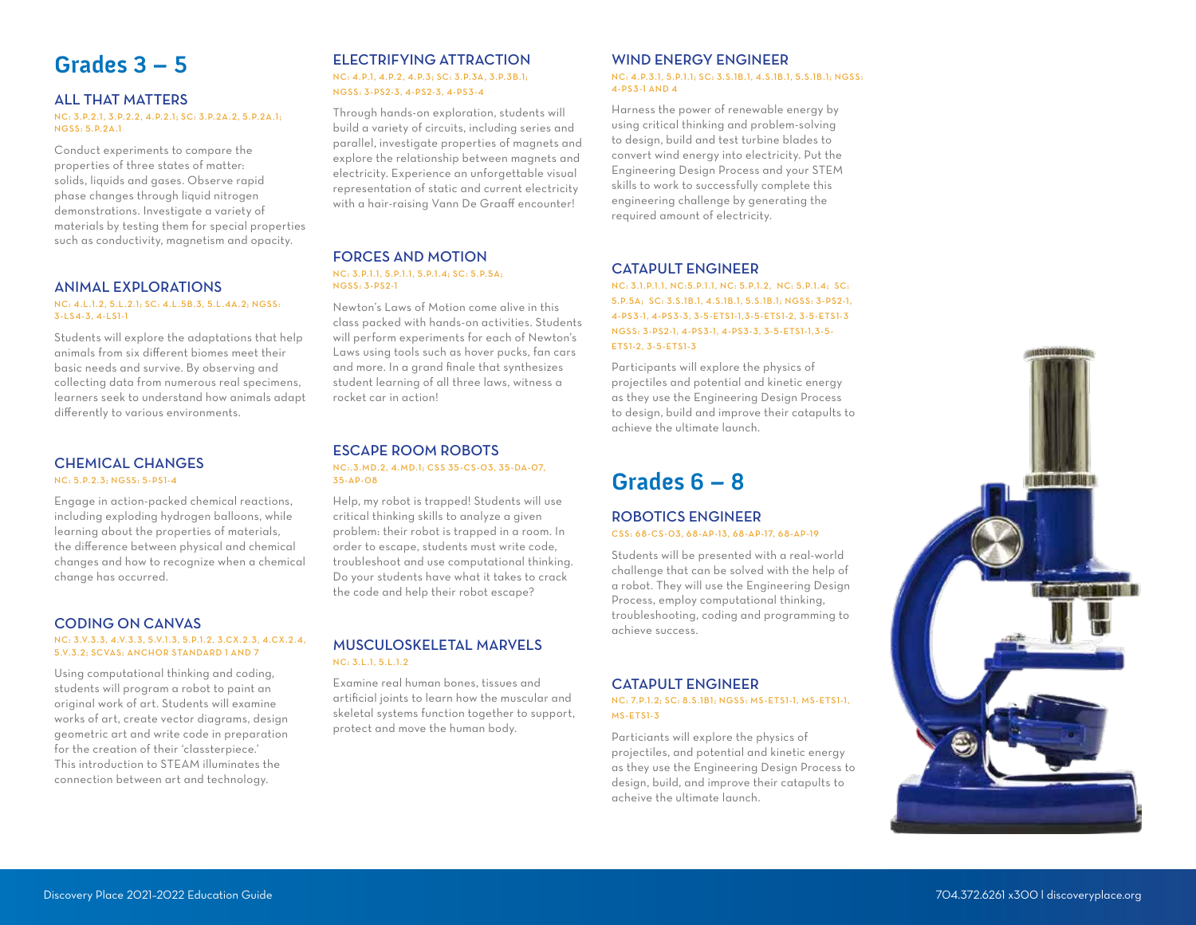# Grades 3 – 5

### ALL THAT MATTERS

NC: 3.P.2.1, 3.P.2.2, 4.P.2.1; SC: 3.P.2A.2, 5.P.2A.1; NGSS: 5.P.2A.1

Conduct experiments to compare the properties of three states of matter: solids, liquids and gases. Observe rapid phase changes through liquid nitrogen demonstrations. Investigate a variety of materials by testing them for special properties such as conductivity, magnetism and opacity.

### ANIMAL EXPLORATIONS

NC: 4.L.1.2, 5.L.2.1; SC: 4.L.5B.3, 5.L.4A.2; NGSS: 3-LS4-3, 4-LS1-1

Students will explore the adaptations that help animals from six different biomes meet their basic needs and survive. By observing and collecting data from numerous real specimens, learners seek to understand how animals adapt differently to various environments.

### CHEMICAL CHANGES

NC: 5.P.2.3; NGSS: 5-PS1-4

Engage in action-packed chemical reactions, including exploding hydrogen balloons, while learning about the properties of materials, the difference between physical and chemical changes and how to recognize when a chemical change has occurred.

### CODING ON CANVAS

NC: 3.V.3.3, 4.V.3.3, 5.V.1.3, 5.P.1.2, 3.CX.2.3, 4.CX.2.4, 5.V.3.2; SCVAS: ANCHOR STANDARD 1 AND 7

Using computational thinking and coding, students will program a robot to paint an original work of art. Students will examine works of art, create vector diagrams, design geometric art and write code in preparation for the creation of their 'classterpiece.' This introduction to STEAM illuminates the connection between art and technology.

### ELECTRIFYING ATTRACTION

NC: 4.P.1, 4.P.2, 4.P.3; SC: 3.P.3A, 3.P.3B.1; NGSS: 3-PS2-3, 4-PS2-3, 4-PS3-4

Through hands-on exploration, students will build a variety of circuits, including series and parallel, investigate properties of magnets and explore the relationship between magnets and electricity. Experience an unforgettable visual representation of static and current electricity with a hair-raising Vann De Graaff encounter!

### FORCES AND MOTION

NC: 3.P.1.1, 5.P.1.1, 5.P.1.4; SC: 5.P.5A; NGSS: 3-PS2-1

Newton's Laws of Motion come alive in this class packed with hands-on activities. Students will perform experiments for each of Newton's Laws using tools such as hover pucks, fan cars and more. In a grand finale that synthesizes student learning of all three laws, witness a rocket car in action!

### ESCAPE ROOM ROBOTS

NC: 3.MD.2, 4.MD.1; CSS 35-CS-03, 35-DA-07, 35-AP-08

Help, my robot is trapped! Students will use critical thinking skills to analyze a given problem: their robot is trapped in a room. In order to escape, students must write code, troubleshoot and use computational thinking. Do your students have what it takes to crack the code and help their robot escape?

### MUSCULOSKELETAL MARVELS

NC: 3.L.1, 5.L.1.2

Examine real human bones, tissues and artificial joints to learn how the muscular and skeletal systems function together to support, protect and move the human body.

### WIND ENERGY ENGINEER

NC: 4.P.3.1, 5.P.1.1; SC: 3.S.1B.1, 4.S.1B.1, 5.S.1B.1; NGSS: 4-PS3-1 AND 4

Harness the power of renewable energy by using critical thinking and problem-solving to design, build and test turbine blades to convert wind energy into electricity. Put the Engineering Design Process and your STEM skills to work to successfully complete this engineering challenge by generating the required amount of electricity.

### CATAPULT ENGINEER

NC: 3.1.P.1.1, NC:5.P.1.1, NC: 5.P.1.2, NC: 5.P.1.4; SC: 5.P.5A; SC: 3.S.1B.1, 4.S.1B.1, 5.S.1B.1; NGSS: 3-PS2-1, 4-PS3-1, 4-PS3-3, 3-5-ETS1-1,3-5-ETS1-2, 3-5-ETS1-3 NGSS: 3-PS2-1, 4-PS3-1, 4-PS3-3, 3-5-ETS1-1,3-5-ETS1-2, 3-5-ETS1-3

Participants will explore the physics of projectiles and potential and kinetic energy as they use the Engineering Design Process to design, build and improve their catapults to achieve the ultimate launch.

# Grades 6 – 8

### ROBOTICS ENGINEER

CSS: 68-CS-03, 68-AP-13, 68-AP-17, 68-AP-19

Students will be presented with a real-world challenge that can be solved with the help of a robot. They will use the Engineering Design Process, employ computational thinking, troubleshooting, coding and programming to achieve success.

### CATAPULT ENGINEER

NC: 7.P.1.2; SC: 8.S.1B1; NGSS: MS-ETS1-1, MS-ETS1-1, MS-ETS1-3

Particiants will explore the physics of projectiles, and potential and kinetic energy as they use the Engineering Design Process to design, build, and improve their catapults to acheive the ultimate launch.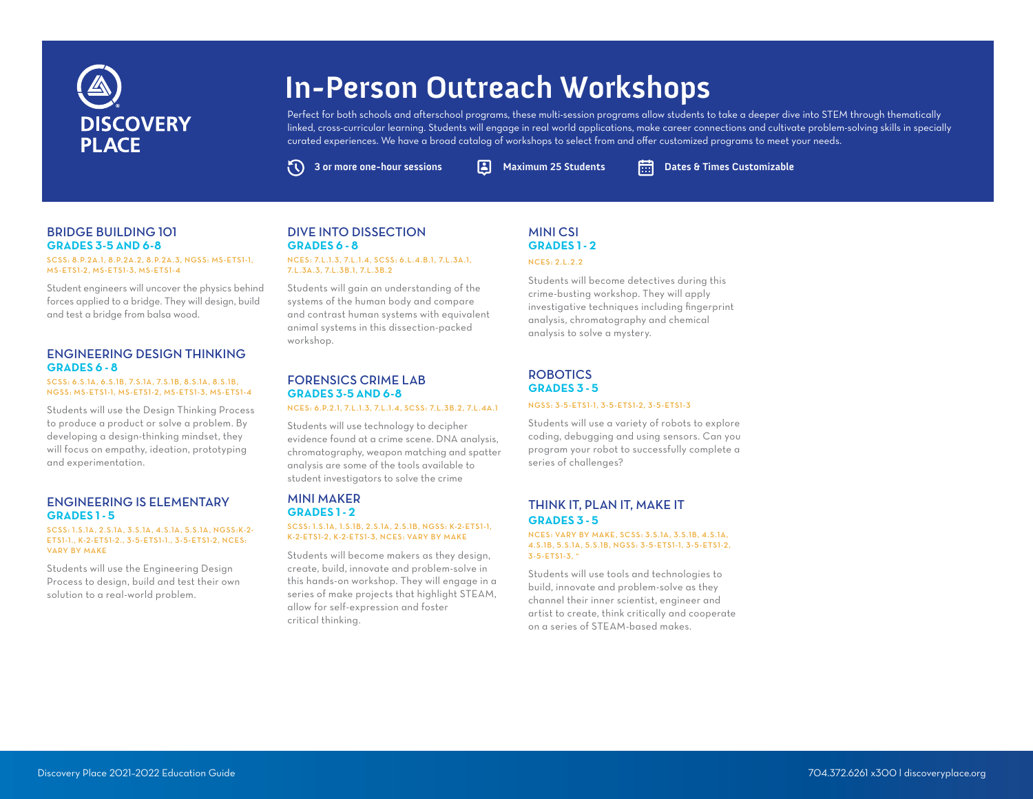# In-Person Outreach Workshops

Perfect for both schools and afterschool programs, these multi-session programs allow students to take a deeper dive into STEM through thematically linked, cross-curricular learning. Students will engage in real world applications, make career connections and cultivate problem-solving skills in specially curated experiences. We have a broad catalog of workshops to select from and offer customized programs to meet your needs.

**3 or more one-hour sessions** | **Maximum 25 Students** | **Dates & Times Customizable**

## BRIDGE BUILDING 101
### GRADES 3-5 AND 6-8

SCSS: 8.P.2A.1, 8.P.2A.2, 8.P.2A.3, NGSS: MS-ETS1-1, MS-ETS1-2, MS-ETS1-3, MS-ETS1-4

Student engineers will uncover the physics behind forces applied to a bridge. They will design, build and test a bridge from balsa wood.

## ENGINEERING DESIGN THINKING
### GRADES 6 - 8

SCSS: 6.S.1A, 6.S.1B, 7.S.1A, 7.S.1B, 8.S.1A, 8.S.1B, NGSS: MS-ETS1-1, MS-ETS1-2, MS-ETS1-3, MS-ETS1-4

Students will use the Design Thinking Process to produce a product or solve a problem. By developing a design-thinking mindset, they will focus on empathy, ideation, prototyping and experimentation.

## ENGINEERING IS ELEMENTARY
### GRADES 1 - 5

SCSS: 1.S.1A, 2.S.1A, 3.S.1A, 4.S.1A, 5.S.1A, NGSS:K-2-ETS1-1., K-2-ETS1-2., 3-5-ETS1-1., 3-5-ETS1-2, NCES: VARY BY MAKE

Students will use the Engineering Design Process to design, build and test their own solution to a real-world problem.

## DIVE INTO DISSECTION
### GRADES 6 - 8

NCES: 7.L.1.3, 7.L.1.4, SCSS: 6.L.4.B.1, 7.L.3A.1, 7.L.3A.3, 7.L.3B.1, 7.L.3B.2

Students will gain an understanding of the systems of the human body and compare and contrast human systems with equivalent animal systems in this dissection-packed workshop.

## FORENSICS CRIME LAB
### GRADES 3-5 AND 6-8

NCES: 6.P.2.1, 7.L.1.3, 7.L.1.4, SCSS: 7.L.3B.2, 7.L.4A.1

Students will use technology to decipher evidence found at a crime scene. DNA analysis, chromatography, weapon matching and spatter analysis are some of the tools available to student investigators to solve the crime

## MINI MAKER
### GRADES 1 - 2

SCSS: 1.S.1A, 1.S.1B, 2.S.1A, 2.S.1B, NGSS: K-2-ETS1-1, K-2-ETS1-2, K-2-ETS1-3, NCES: VARY BY MAKE

Students will become makers as they design, create, build, innovate and problem-solve in this hands-on workshop. They will engage in a series of make projects that highlight STEAM, allow for self-expression and foster critical thinking.

## MINI CSI
### GRADES 1 - 2

NCES: 2.L.2.2

Students will become detectives during this crime-busting workshop. They will apply investigative techniques including fingerprint analysis, chromatography and chemical analysis to solve a mystery.

## ROBOTICS
### GRADES 3 - 5

NGSS: 3-5-ETS1-1, 3-5-ETS1-2, 3-5-ETS1-3

Students will use a variety of robots to explore coding, debugging and using sensors. Can you program your robot to successfully complete a series of challenges?

## THINK IT, PLAN IT, MAKE IT
### GRADES 3 - 5

NCES: VARY BY MAKE, SCSS: 3.S.1A, 3.S.1B, 4.S.1A, 4.S.1B, 5.S.1A, 5.S.1B, NGSS: 3-5-ETS1-1, 3-5-ETS1-2, 3-5-ETS1-3, "

Students will use tools and technologies to build, innovate and problem-solve as they channel their inner scientist, engineer and artist to create, think critically and cooperate on a series of STEAM-based makes.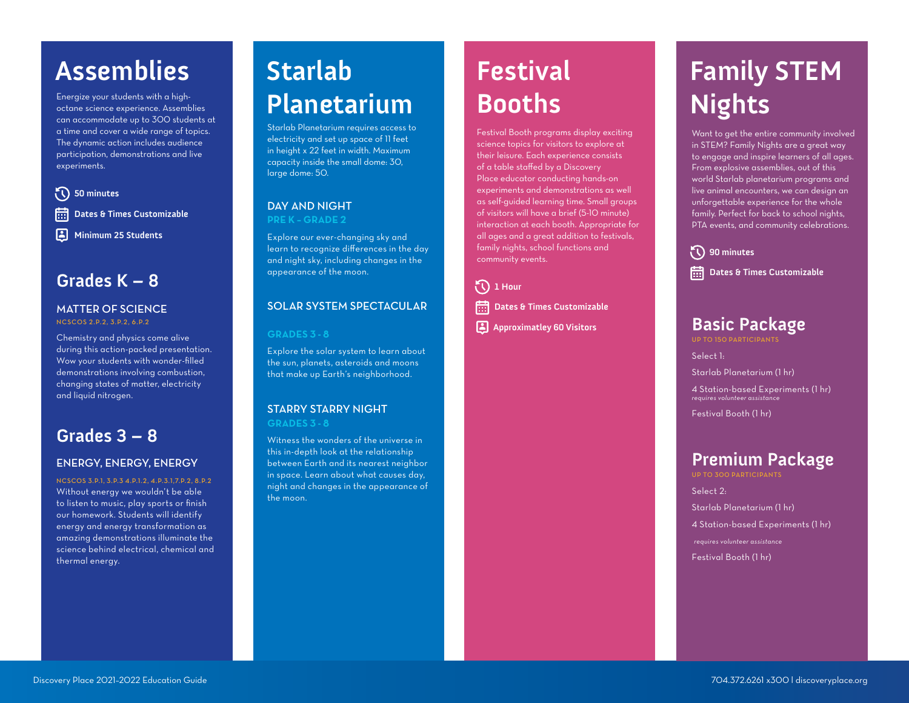# Assemblies

Energize your students with a high-octane science experience. Assemblies can accommodate up to 300 students at a time and cover a wide range of topics. The dynamic action includes audience participation, demonstrations and live experiments.

**50 minutes**

**Dates & Times Customizable**

**Minimum 25 Students**

## Grades K – 8

### MATTER OF SCIENCE

NCSCOS 2.P.2, 3.P.2, 6.P.2

Chemistry and physics come alive during this action-packed presentation. Wow your students with wonder-filled demonstrations involving combustion, changing states of matter, electricity and liquid nitrogen.

## Grades 3 – 8

### ENERGY, ENERGY, ENERGY

NCSCOS 3.P.1, 3.P.3 4.P.1.2, 4.P.3.1,7.P.2, 8.P.2

Without energy we wouldn't be able to listen to music, play sports or finish our homework. Students will identify energy and energy transformation as amazing demonstrations illuminate the science behind electrical, chemical and thermal energy.

# Starlab Planetarium

Starlab Planetarium requires access to electricity and set up space of 11 feet in height x 22 feet in width. Maximum capacity inside the small dome: 30, large dome: 50.

### DAY AND NIGHT

PRE K - GRADE 2

Explore our ever-changing sky and learn to recognize differences in the day and night sky, including changes in the appearance of the moon.

### SOLAR SYSTEM SPECTACULAR

GRADES 3 - 8

Explore the solar system to learn about the sun, planets, asteroids and moons that make up Earth's neighborhood.

### STARRY STARRY NIGHT

GRADES 3 - 8

Witness the wonders of the universe in this in-depth look at the relationship between Earth and its nearest neighbor in space. Learn about what causes day, night and changes in the appearance of the moon.

# Festival Booths

Festival Booth programs display exciting science topics for visitors to explore at their leisure. Each experience consists of a table staffed by a Discovery Place educator conducting hands-on experiments and demonstrations as well as self-guided learning time. Small groups of visitors will have a brief (5-10 minute) interaction at each booth. Appropriate for all ages and a great addition to festivals, family nights, school functions and community events.

**1 Hour**

**Dates & Times Customizable**

**Approximatley 60 Visitors**

# Family STEM Nights

Want to get the entire community involved in STEM? Family Nights are a great way to engage and inspire learners of all ages. From explosive assemblies, out of this world Starlab planetarium programs and live animal encounters, we can design an unforgettable experience for the whole family. Perfect for back to school nights, PTA events, and community celebrations.

**90 minutes**

**Dates & Times Customizable**

## Basic Package

UP TO 150 PARTICIPANTS

Select 1:

Starlab Planetarium (1 hr)

4 Station-based Experiments (1 hr)
*requires volunteer assistance*

Festival Booth (1 hr)

## Premium Package

UP TO 300 PARTICIPANTS

Select 2:

Starlab Planetarium (1 hr)

4 Station-based Experiments (1 hr)
*requires volunteer assistance*

Festival Booth (1 hr)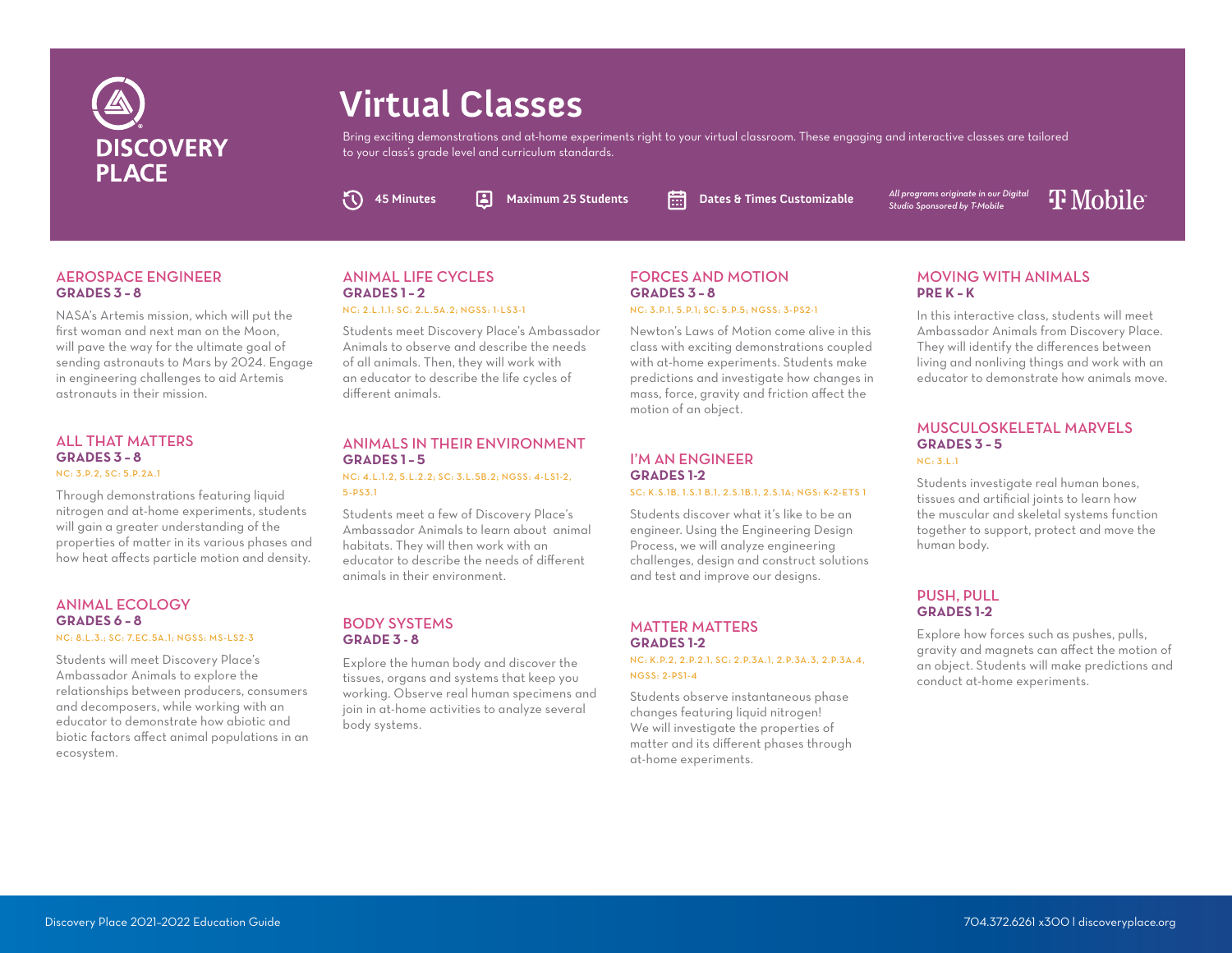# Virtual Classes

Bring exciting demonstrations and at-home experiments right to your virtual classroom. These engaging and interactive classes are tailored to your class's grade level and curriculum standards.

**45 Minutes** | **Maximum 25 Students** | **Dates & Times Customizable**

*All programs originate in our Digital Studio Sponsored by T-Mobile*

## AEROSPACE ENGINEER
**GRADES 3 – 8**

NASA's Artemis mission, which will put the first woman and next man on the Moon, will pave the way for the ultimate goal of sending astronauts to Mars by 2024. Engage in engineering challenges to aid Artemis astronauts in their mission.

## ALL THAT MATTERS
**GRADES 3 – 8**

NC: 3.P.2, SC: 5.P.2A.1

Through demonstrations featuring liquid nitrogen and at-home experiments, students will gain a greater understanding of the properties of matter in its various phases and how heat affects particle motion and density.

## ANIMAL ECOLOGY
**GRADES 6 – 8**

NC: 8.L.3.; SC: 7.EC.5A.1; NGSS: MS-LS2-3

Students will meet Discovery Place's Ambassador Animals to explore the relationships between producers, consumers and decomposers, while working with an educator to demonstrate how abiotic and biotic factors affect animal populations in an ecosystem.

## ANIMAL LIFE CYCLES
**GRADES 1 – 2**

NC: 2.L.1.1; SC: 2.L.5A.2; NGSS: 1-LS3-1

Students meet Discovery Place's Ambassador Animals to observe and describe the needs of all animals. Then, they will work with an educator to describe the life cycles of different animals.

## ANIMALS IN THEIR ENVIRONMENT
**GRADES 1 – 5**

NC: 4.L.1.2, 5.L.2.2; SC: 3.L.5B.2; NGSS: 4-LS1-2, 5-PS3.1

Students meet a few of Discovery Place's Ambassador Animals to learn about animal habitats. They will then work with an educator to describe the needs of different animals in their environment.

## BODY SYSTEMS
**GRADE 3 - 8**

Explore the human body and discover the tissues, organs and systems that keep you working. Observe real human specimens and join in at-home activities to analyze several body systems.

## FORCES AND MOTION
**GRADES 3 – 8**

NC: 3.P.1, 5.P.1; SC: 5.P.5; NGSS: 3-PS2-1

Newton's Laws of Motion come alive in this class with exciting demonstrations coupled with at-home experiments. Students make predictions and investigate how changes in mass, force, gravity and friction affect the motion of an object.

## I'M AN ENGINEER
**GRADES 1-2**

SC: K.S.1B, 1.S.1 B.1, 2.S.1B.1, 2.S.1A; NGS: K-2-ETS 1

Students discover what it's like to be an engineer. Using the Engineering Design Process, we will analyze engineering challenges, design and construct solutions and test and improve our designs.

## MATTER MATTERS
**GRADES 1-2**

NC: K.P.2, 2.P.2.1, SC: 2.P.3A.1, 2.P.3A.3, 2.P.3A.4, NGSS: 2-PS1-4

Students observe instantaneous phase changes featuring liquid nitrogen! We will investigate the properties of matter and its different phases through at-home experiments.

## MOVING WITH ANIMALS
**PRE K – K**

In this interactive class, students will meet Ambassador Animals from Discovery Place. They will identify the differences between living and nonliving things and work with an educator to demonstrate how animals move.

## MUSCULOSKELETAL MARVELS
**GRADES 3 – 5**

NC: 3.L.1

Students investigate real human bones, tissues and artificial joints to learn how the muscular and skeletal systems function together to support, protect and move the human body.

## PUSH, PULL
**GRADES 1-2**

Explore how forces such as pushes, pulls, gravity and magnets can affect the motion of an object. Students will make predictions and conduct at-home experiments.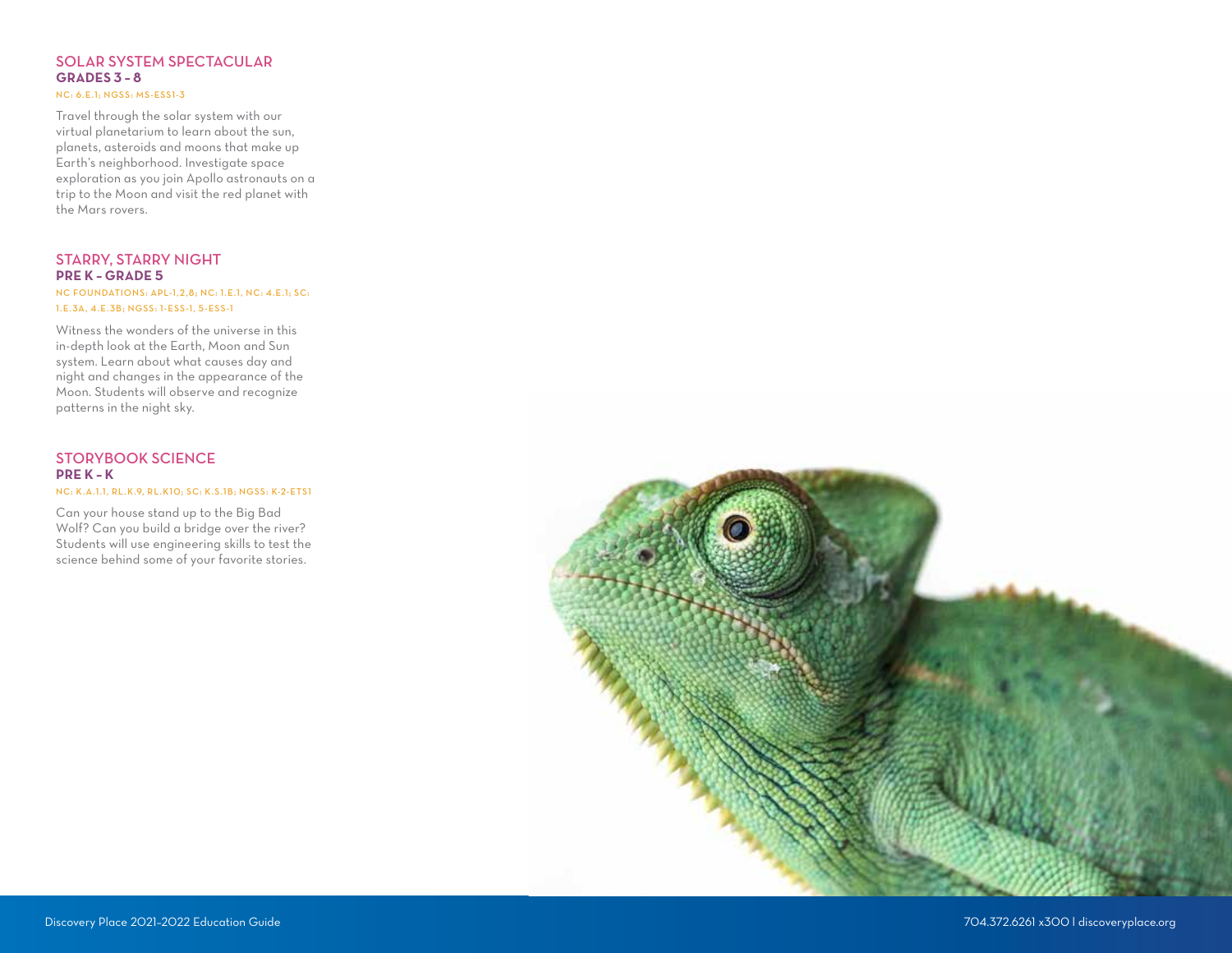## SOLAR SYSTEM SPECTACULAR

**GRADES 3 – 8**

NC: 6.E.1; NGSS: MS-ESS1-3

Travel through the solar system with our virtual planetarium to learn about the sun, planets, asteroids and moons that make up Earth's neighborhood. Investigate space exploration as you join Apollo astronauts on a trip to the Moon and visit the red planet with the Mars rovers.

## STARRY, STARRY NIGHT

**PRE K – GRADE 5**

NC FOUNDATIONS: APL-1,2,8; NC: 1.E.1, NC: 4.E.1; SC: 1.E.3A, 4.E.3B; NGSS: 1-ESS-1, 5-ESS-1

Witness the wonders of the universe in this in-depth look at the Earth, Moon and Sun system. Learn about what causes day and night and changes in the appearance of the Moon. Students will observe and recognize patterns in the night sky.

## STORYBOOK SCIENCE

**PRE K – K**

NC: K.A.1.1, RL.K.9, RL.K10; SC: K.S.1B; NGSS: K-2-ETS1

Can your house stand up to the Big Bad Wolf? Can you build a bridge over the river? Students will use engineering skills to test the science behind some of your favorite stories.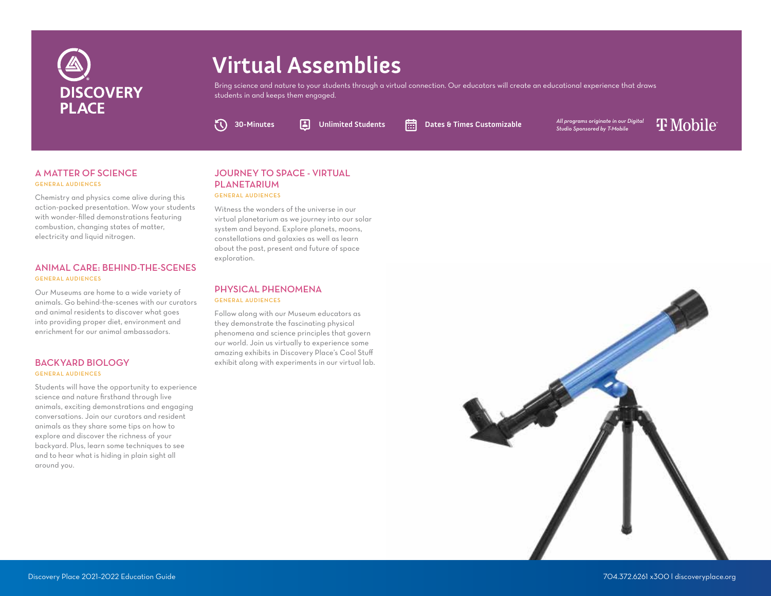DISCOVERY PLACE

# Virtual Assemblies

Bring science and nature to your students through a virtual connection. Our educators will create an educational experience that draws students in and keeps them engaged.

**30-Minutes** | **Unlimited Students** | **Dates & Times Customizable**

*All programs originate in our Digital Studio Sponsored by T-Mobile*

T Mobile

## A MATTER OF SCIENCE

GENERAL AUDIENCES

Chemistry and physics come alive during this action-packed presentation. Wow your students with wonder-filled demonstrations featuring combustion, changing states of matter, electricity and liquid nitrogen.

## ANIMAL CARE: BEHIND-THE-SCENES

GENERAL AUDIENCES

Our Museums are home to a wide variety of animals. Go behind-the-scenes with our curators and animal residents to discover what goes into providing proper diet, environment and enrichment for our animal ambassadors.

## BACKYARD BIOLOGY

GENERAL AUDIENCES

Students will have the opportunity to experience science and nature firsthand through live animals, exciting demonstrations and engaging conversations. Join our curators and resident animals as they share some tips on how to explore and discover the richness of your backyard. Plus, learn some techniques to see and to hear what is hiding in plain sight all around you.

## JOURNEY TO SPACE - VIRTUAL PLANETARIUM

GENERAL AUDIENCES

Witness the wonders of the universe in our virtual planetarium as we journey into our solar system and beyond. Explore planets, moons, constellations and galaxies as well as learn about the past, present and future of space exploration.

## PHYSICAL PHENOMENA

GENERAL AUDIENCES

Follow along with our Museum educators as they demonstrate the fascinating physical phenomena and science principles that govern our world. Join us virtually to experience some amazing exhibits in Discovery Place's Cool Stuff exhibit along with experiments in our virtual lab.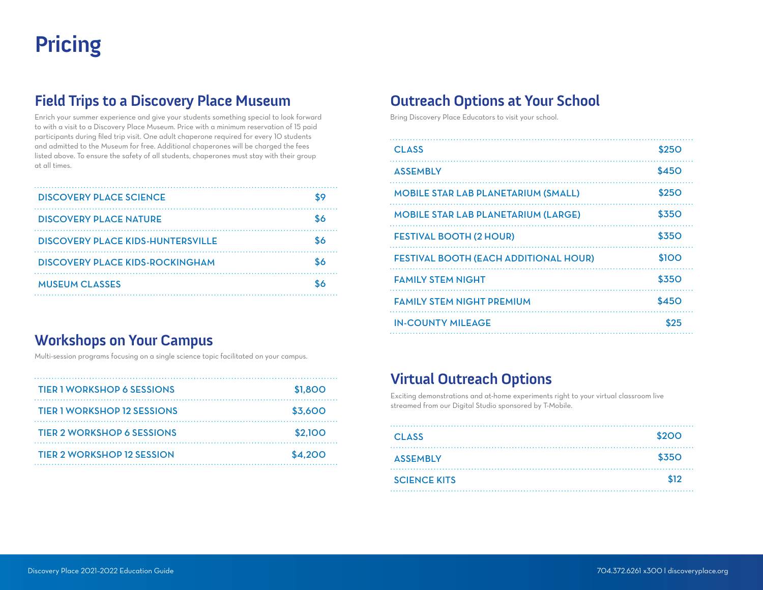# Pricing

## Field Trips to a Discovery Place Museum

Enrich your summer experience and give your students something special to look forward to with a visit to a Discovery Place Museum. Price with a minimum reservation of 15 paid participants during filed trip visit. One adult chaperone required for every 10 students and admitted to the Museum for free. Additional chaperones will be charged the fees listed above. To ensure the safety of all students, chaperones must stay with their group at all times.

| | |
|---|---|
| DISCOVERY PLACE SCIENCE | $9 |
| DISCOVERY PLACE NATURE | $6 |
| DISCOVERY PLACE KIDS-HUNTERSVILLE | $6 |
| DISCOVERY PLACE KIDS-ROCKINGHAM | $6 |
| MUSEUM CLASSES | $6 |

## Workshops on Your Campus

Multi-session programs focusing on a single science topic facilitated on your campus.

| | |
|---|---|
| TIER 1 WORKSHOP 6 SESSIONS | $1,800 |
| TIER 1 WORKSHOP 12 SESSIONS | $3,600 |
| TIER 2 WORKSHOP 6 SESSIONS | $2,100 |
| TIER 2 WORKSHOP 12 SESSION | $4,200 |

## Outreach Options at Your School

Bring Discovery Place Educators to visit your school.

| | |
|---|---|
| CLASS | $250 |
| ASSEMBLY | $450 |
| MOBILE STAR LAB PLANETARIUM (SMALL) | $250 |
| MOBILE STAR LAB PLANETARIUM (LARGE) | $350 |
| FESTIVAL BOOTH (2 HOUR) | $350 |
| FESTIVAL BOOTH (EACH ADDITIONAL HOUR) | $100 |
| FAMILY STEM NIGHT | $350 |
| FAMILY STEM NIGHT PREMIUM | $450 |
| IN-COUNTY MILEAGE | $25 |

## Virtual Outreach Options

Exciting demonstrations and at-home experiments right to your virtual classroom live streamed from our Digital Studio sponsored by T-Mobile.

| | |
|---|---|
| CLASS | $200 |
| ASSEMBLY | $350 |
| SCIENCE KITS | $12 |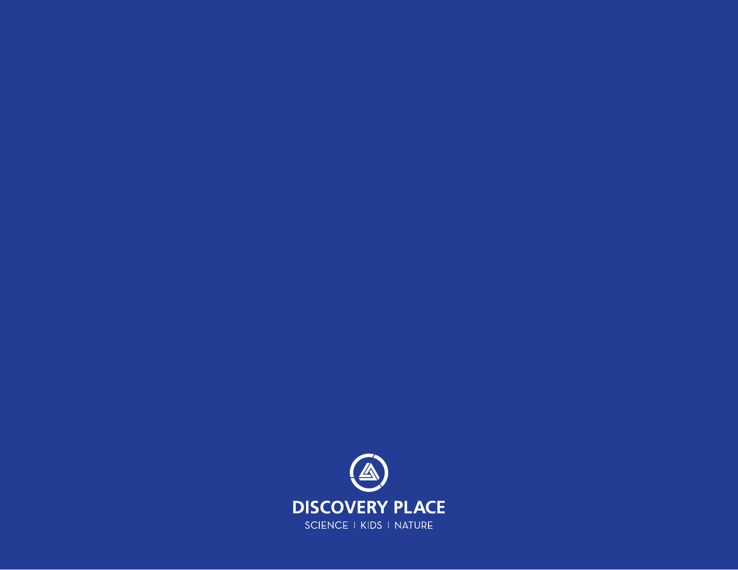DISCOVERY PLACE

SCIENCE | KIDS | NATURE